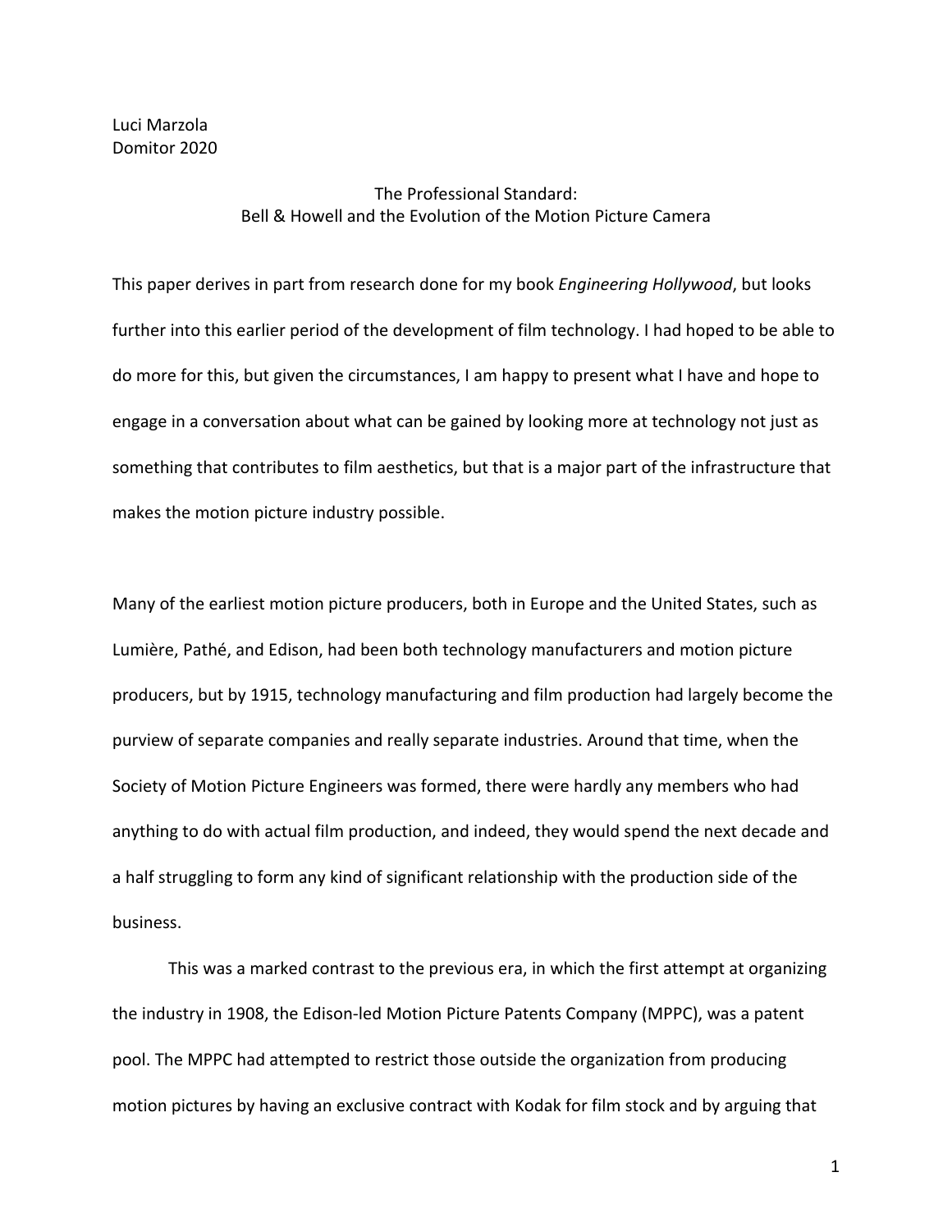Luci Marzola
Domitor 2020

# The Professional Standard: Bell & Howell and the Evolution of the Motion Picture Camera

This paper derives in part from research done for my book *Engineering Hollywood*, but looks further into this earlier period of the development of film technology. I had hoped to be able to do more for this, but given the circumstances, I am happy to present what I have and hope to engage in a conversation about what can be gained by looking more at technology not just as something that contributes to film aesthetics, but that is a major part of the infrastructure that makes the motion picture industry possible.

Many of the earliest motion picture producers, both in Europe and the United States, such as Lumière, Pathé, and Edison, had been both technology manufacturers and motion picture producers, but by 1915, technology manufacturing and film production had largely become the purview of separate companies and really separate industries. Around that time, when the Society of Motion Picture Engineers was formed, there were hardly any members who had anything to do with actual film production, and indeed, they would spend the next decade and a half struggling to form any kind of significant relationship with the production side of the business.

This was a marked contrast to the previous era, in which the first attempt at organizing the industry in 1908, the Edison-led Motion Picture Patents Company (MPPC), was a patent pool. The MPPC had attempted to restrict those outside the organization from producing motion pictures by having an exclusive contract with Kodak for film stock and by arguing that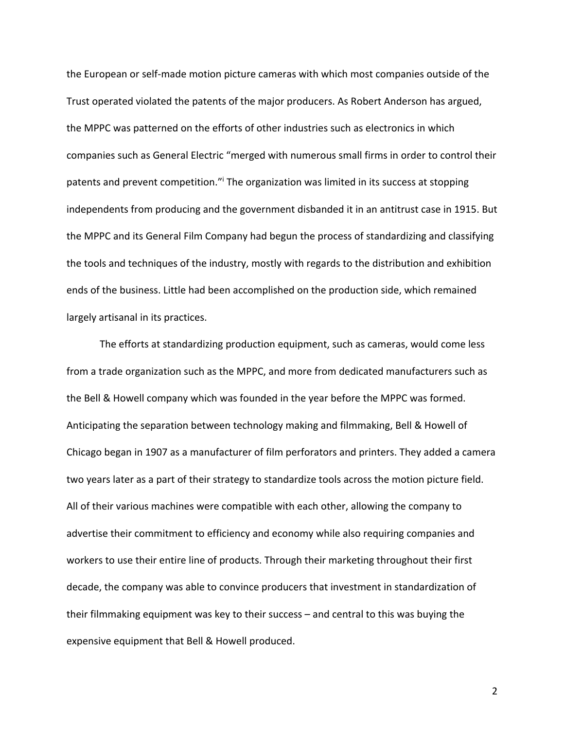the European or self-made motion picture cameras with which most companies outside of the Trust operated violated the patents of the major producers. As Robert Anderson has argued, the MPPC was patterned on the efforts of other industries such as electronics in which companies such as General Electric "merged with numerous small firms in order to control their patents and prevent competition."[i] The organization was limited in its success at stopping independents from producing and the government disbanded it in an antitrust case in 1915. But the MPPC and its General Film Company had begun the process of standardizing and classifying the tools and techniques of the industry, mostly with regards to the distribution and exhibition ends of the business. Little had been accomplished on the production side, which remained largely artisanal in its practices.

The efforts at standardizing production equipment, such as cameras, would come less from a trade organization such as the MPPC, and more from dedicated manufacturers such as the Bell & Howell company which was founded in the year before the MPPC was formed. Anticipating the separation between technology making and filmmaking, Bell & Howell of Chicago began in 1907 as a manufacturer of film perforators and printers. They added a camera two years later as a part of their strategy to standardize tools across the motion picture field. All of their various machines were compatible with each other, allowing the company to advertise their commitment to efficiency and economy while also requiring companies and workers to use their entire line of products. Through their marketing throughout their first decade, the company was able to convince producers that investment in standardization of their filmmaking equipment was key to their success – and central to this was buying the expensive equipment that Bell & Howell produced.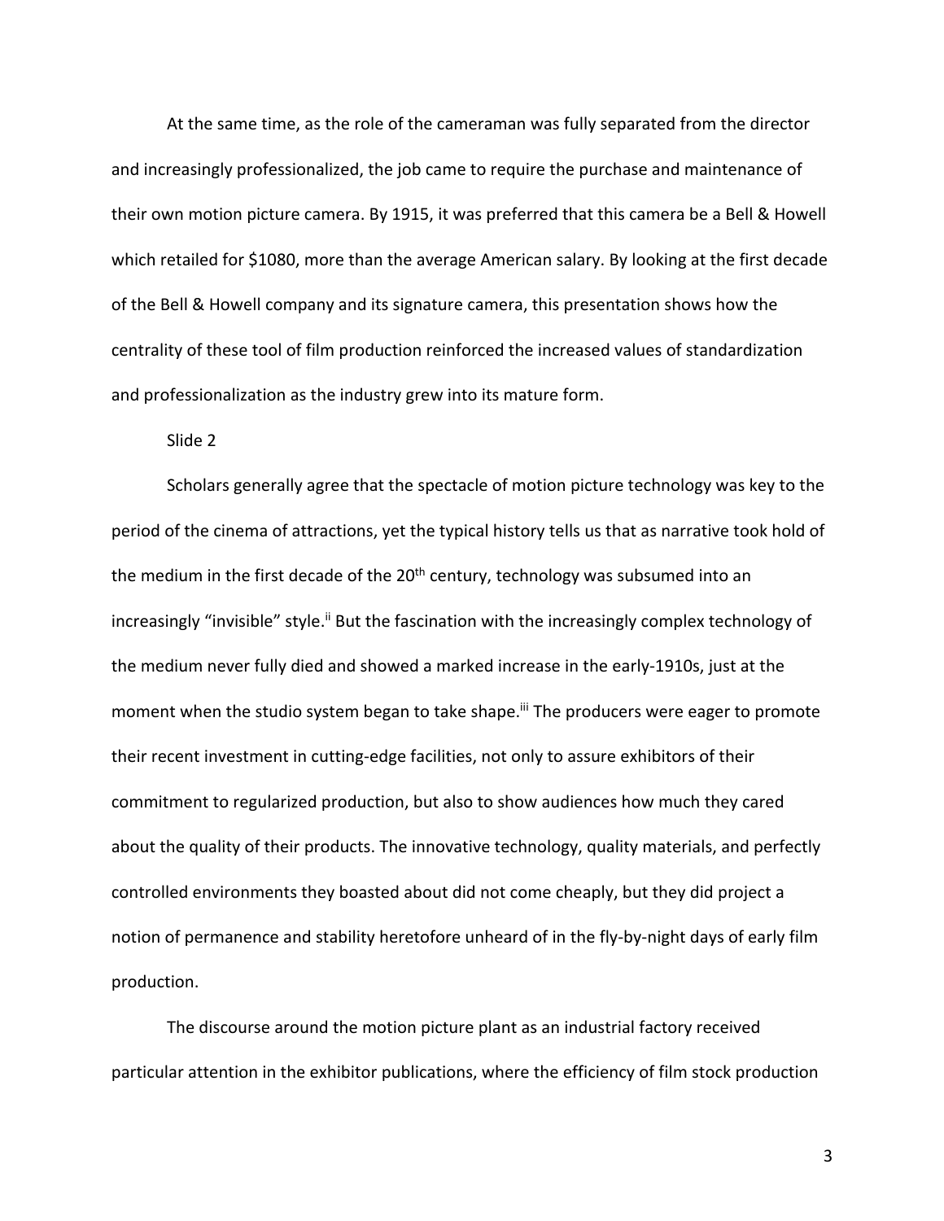At the same time, as the role of the cameraman was fully separated from the director and increasingly professionalized, the job came to require the purchase and maintenance of their own motion picture camera. By 1915, it was preferred that this camera be a Bell & Howell which retailed for $1080, more than the average American salary. By looking at the first decade of the Bell & Howell company and its signature camera, this presentation shows how the centrality of these tool of film production reinforced the increased values of standardization and professionalization as the industry grew into its mature form.

Slide 2

Scholars generally agree that the spectacle of motion picture technology was key to the period of the cinema of attractions, yet the typical history tells us that as narrative took hold of the medium in the first decade of the 20th century, technology was subsumed into an increasingly "invisible" style.[ii] But the fascination with the increasingly complex technology of the medium never fully died and showed a marked increase in the early-1910s, just at the moment when the studio system began to take shape.[iii] The producers were eager to promote their recent investment in cutting-edge facilities, not only to assure exhibitors of their commitment to regularized production, but also to show audiences how much they cared about the quality of their products. The innovative technology, quality materials, and perfectly controlled environments they boasted about did not come cheaply, but they did project a notion of permanence and stability heretofore unheard of in the fly-by-night days of early film production.

The discourse around the motion picture plant as an industrial factory received particular attention in the exhibitor publications, where the efficiency of film stock production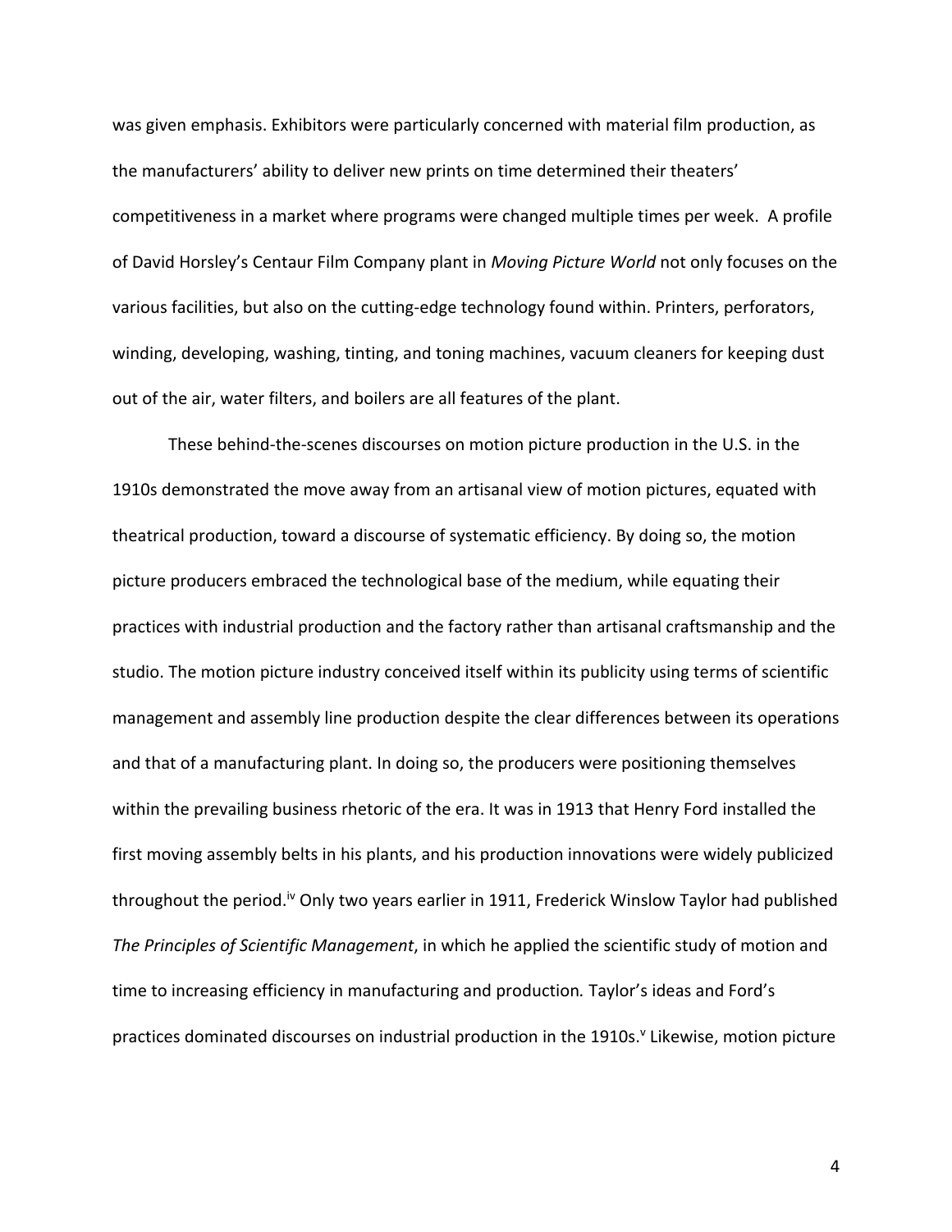was given emphasis. Exhibitors were particularly concerned with material film production, as the manufacturers' ability to deliver new prints on time determined their theaters' competitiveness in a market where programs were changed multiple times per week. A profile of David Horsley's Centaur Film Company plant in *Moving Picture World* not only focuses on the various facilities, but also on the cutting-edge technology found within. Printers, perforators, winding, developing, washing, tinting, and toning machines, vacuum cleaners for keeping dust out of the air, water filters, and boilers are all features of the plant.

These behind-the-scenes discourses on motion picture production in the U.S. in the 1910s demonstrated the move away from an artisanal view of motion pictures, equated with theatrical production, toward a discourse of systematic efficiency. By doing so, the motion picture producers embraced the technological base of the medium, while equating their practices with industrial production and the factory rather than artisanal craftsmanship and the studio. The motion picture industry conceived itself within its publicity using terms of scientific management and assembly line production despite the clear differences between its operations and that of a manufacturing plant. In doing so, the producers were positioning themselves within the prevailing business rhetoric of the era. It was in 1913 that Henry Ford installed the first moving assembly belts in his plants, and his production innovations were widely publicized throughout the period.[iv] Only two years earlier in 1911, Frederick Winslow Taylor had published *The Principles of Scientific Management*, in which he applied the scientific study of motion and time to increasing efficiency in manufacturing and production. Taylor's ideas and Ford's practices dominated discourses on industrial production in the 1910s.[v] Likewise, motion picture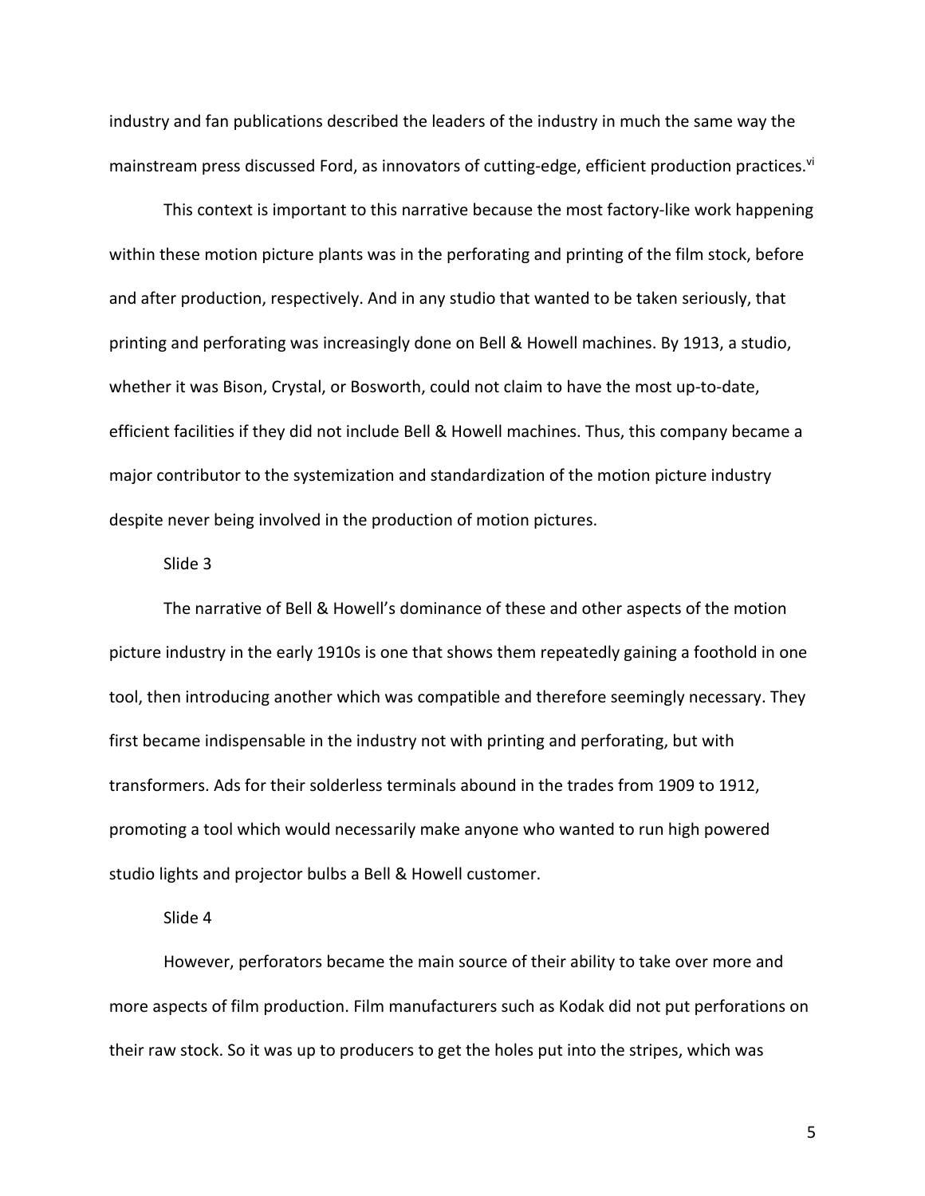industry and fan publications described the leaders of the industry in much the same way the mainstream press discussed Ford, as innovators of cutting-edge, efficient production practices.[vi]

This context is important to this narrative because the most factory-like work happening within these motion picture plants was in the perforating and printing of the film stock, before and after production, respectively. And in any studio that wanted to be taken seriously, that printing and perforating was increasingly done on Bell & Howell machines. By 1913, a studio, whether it was Bison, Crystal, or Bosworth, could not claim to have the most up-to-date, efficient facilities if they did not include Bell & Howell machines. Thus, this company became a major contributor to the systemization and standardization of the motion picture industry despite never being involved in the production of motion pictures.

Slide 3

The narrative of Bell & Howell's dominance of these and other aspects of the motion picture industry in the early 1910s is one that shows them repeatedly gaining a foothold in one tool, then introducing another which was compatible and therefore seemingly necessary. They first became indispensable in the industry not with printing and perforating, but with transformers. Ads for their solderless terminals abound in the trades from 1909 to 1912, promoting a tool which would necessarily make anyone who wanted to run high powered studio lights and projector bulbs a Bell & Howell customer.

Slide 4

However, perforators became the main source of their ability to take over more and more aspects of film production. Film manufacturers such as Kodak did not put perforations on their raw stock. So it was up to producers to get the holes put into the stripes, which was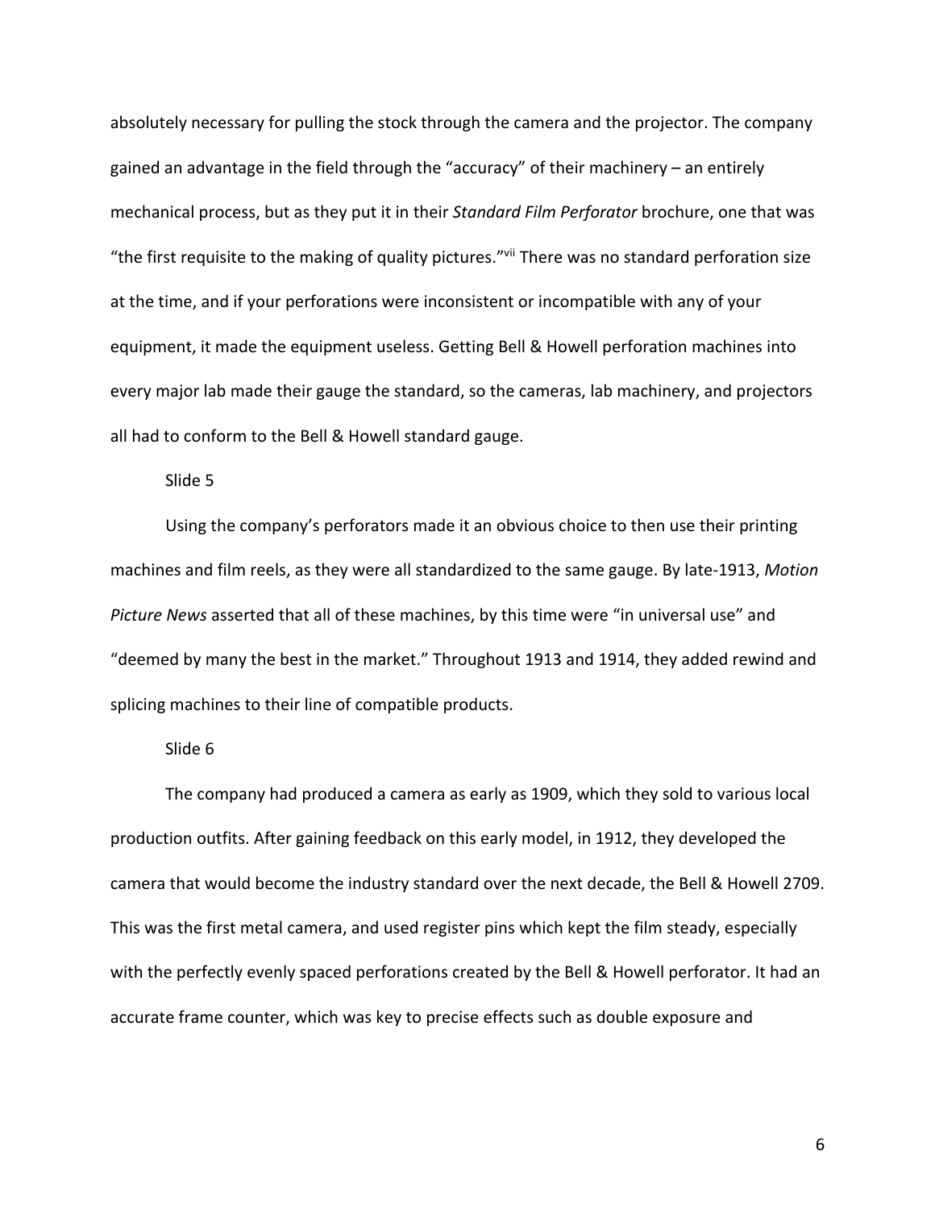absolutely necessary for pulling the stock through the camera and the projector. The company gained an advantage in the field through the "accuracy" of their machinery – an entirely mechanical process, but as they put it in their *Standard Film Perforator* brochure, one that was "the first requisite to the making of quality pictures."[vii] There was no standard perforation size at the time, and if your perforations were inconsistent or incompatible with any of your equipment, it made the equipment useless. Getting Bell & Howell perforation machines into every major lab made their gauge the standard, so the cameras, lab machinery, and projectors all had to conform to the Bell & Howell standard gauge.

Slide 5

Using the company's perforators made it an obvious choice to then use their printing machines and film reels, as they were all standardized to the same gauge. By late-1913, *Motion Picture News* asserted that all of these machines, by this time were "in universal use" and "deemed by many the best in the market." Throughout 1913 and 1914, they added rewind and splicing machines to their line of compatible products.

Slide 6

The company had produced a camera as early as 1909, which they sold to various local production outfits. After gaining feedback on this early model, in 1912, they developed the camera that would become the industry standard over the next decade, the Bell & Howell 2709. This was the first metal camera, and used register pins which kept the film steady, especially with the perfectly evenly spaced perforations created by the Bell & Howell perforator. It had an accurate frame counter, which was key to precise effects such as double exposure and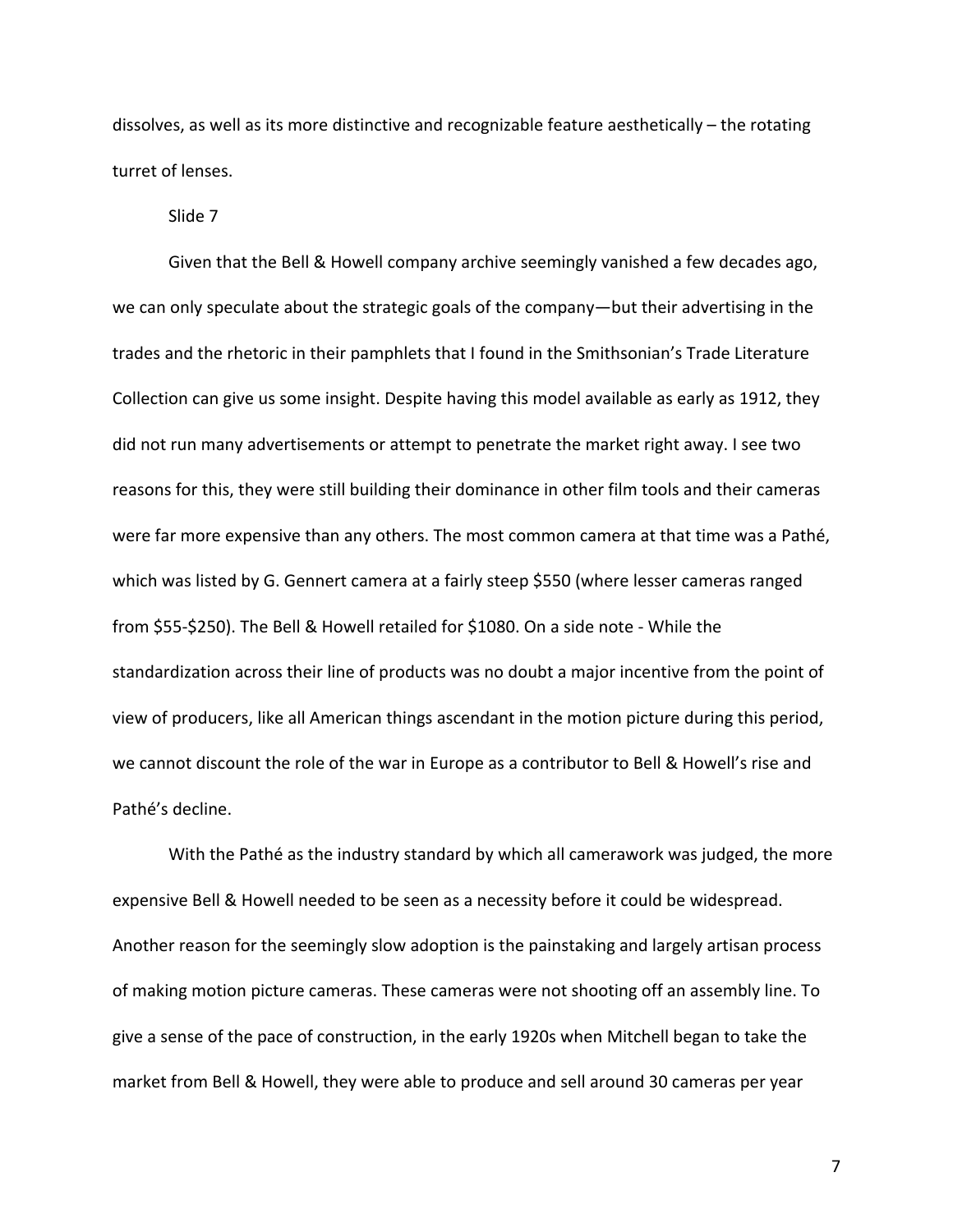dissolves, as well as its more distinctive and recognizable feature aesthetically – the rotating turret of lenses.

Slide 7

Given that the Bell & Howell company archive seemingly vanished a few decades ago, we can only speculate about the strategic goals of the company—but their advertising in the trades and the rhetoric in their pamphlets that I found in the Smithsonian's Trade Literature Collection can give us some insight. Despite having this model available as early as 1912, they did not run many advertisements or attempt to penetrate the market right away. I see two reasons for this, they were still building their dominance in other film tools and their cameras were far more expensive than any others. The most common camera at that time was a Pathé, which was listed by G. Gennert camera at a fairly steep $550 (where lesser cameras ranged from $55-$250). The Bell & Howell retailed for $1080. On a side note - While the standardization across their line of products was no doubt a major incentive from the point of view of producers, like all American things ascendant in the motion picture during this period, we cannot discount the role of the war in Europe as a contributor to Bell & Howell's rise and Pathé's decline.

With the Pathé as the industry standard by which all camerawork was judged, the more expensive Bell & Howell needed to be seen as a necessity before it could be widespread. Another reason for the seemingly slow adoption is the painstaking and largely artisan process of making motion picture cameras. These cameras were not shooting off an assembly line. To give a sense of the pace of construction, in the early 1920s when Mitchell began to take the market from Bell & Howell, they were able to produce and sell around 30 cameras per year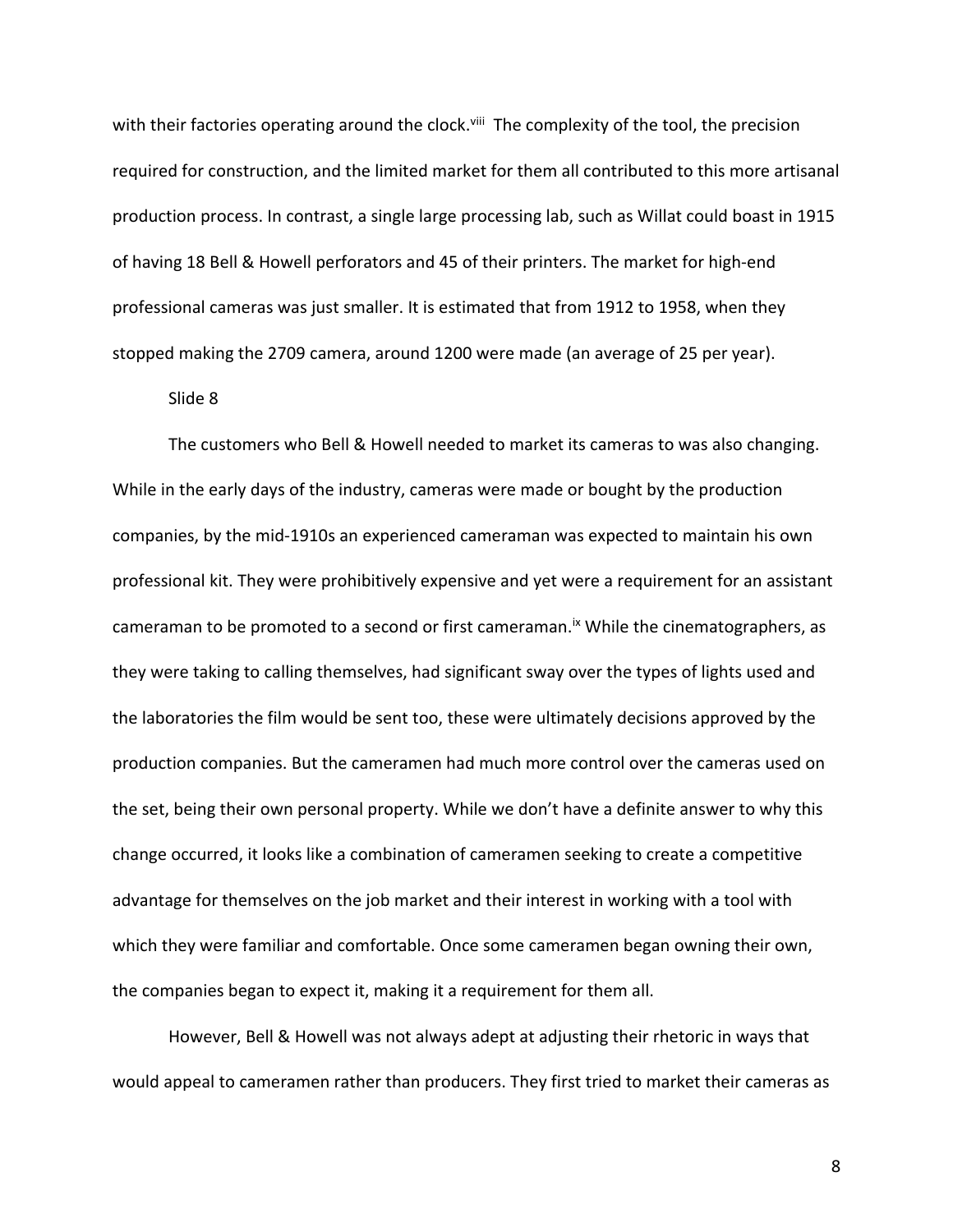with their factories operating around the clock.[viii] The complexity of the tool, the precision required for construction, and the limited market for them all contributed to this more artisanal production process. In contrast, a single large processing lab, such as Willat could boast in 1915 of having 18 Bell & Howell perforators and 45 of their printers. The market for high-end professional cameras was just smaller. It is estimated that from 1912 to 1958, when they stopped making the 2709 camera, around 1200 were made (an average of 25 per year).

Slide 8

The customers who Bell & Howell needed to market its cameras to was also changing. While in the early days of the industry, cameras were made or bought by the production companies, by the mid-1910s an experienced cameraman was expected to maintain his own professional kit. They were prohibitively expensive and yet were a requirement for an assistant cameraman to be promoted to a second or first cameraman.[ix] While the cinematographers, as they were taking to calling themselves, had significant sway over the types of lights used and the laboratories the film would be sent too, these were ultimately decisions approved by the production companies. But the cameramen had much more control over the cameras used on the set, being their own personal property. While we don't have a definite answer to why this change occurred, it looks like a combination of cameramen seeking to create a competitive advantage for themselves on the job market and their interest in working with a tool with which they were familiar and comfortable. Once some cameramen began owning their own, the companies began to expect it, making it a requirement for them all.

However, Bell & Howell was not always adept at adjusting their rhetoric in ways that would appeal to cameramen rather than producers. They first tried to market their cameras as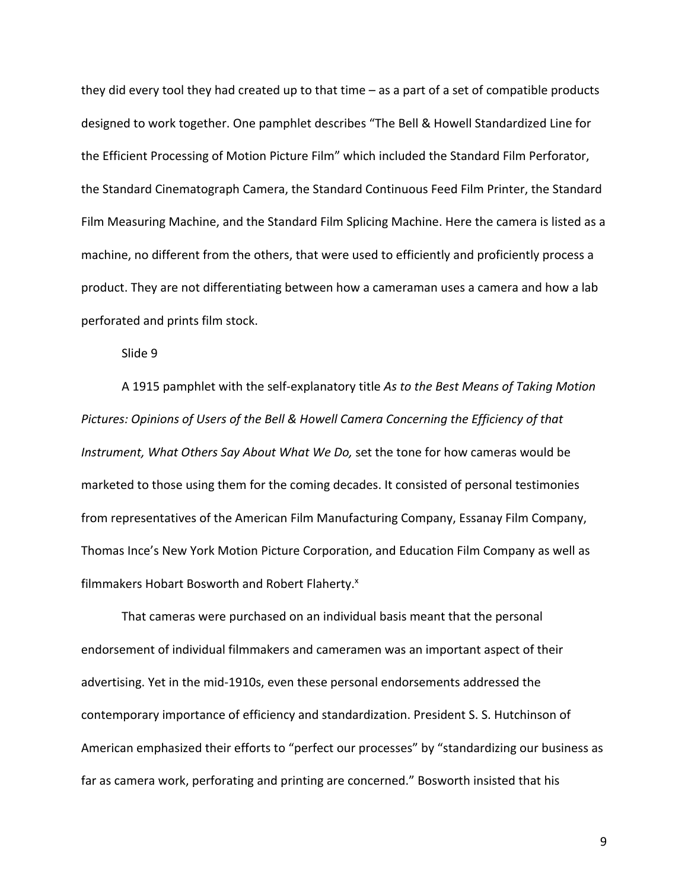they did every tool they had created up to that time – as a part of a set of compatible products designed to work together. One pamphlet describes "The Bell & Howell Standardized Line for the Efficient Processing of Motion Picture Film" which included the Standard Film Perforator, the Standard Cinematograph Camera, the Standard Continuous Feed Film Printer, the Standard Film Measuring Machine, and the Standard Film Splicing Machine. Here the camera is listed as a machine, no different from the others, that were used to efficiently and proficiently process a product. They are not differentiating between how a cameraman uses a camera and how a lab perforated and prints film stock.

Slide 9

A 1915 pamphlet with the self-explanatory title *As to the Best Means of Taking Motion Pictures: Opinions of Users of the Bell & Howell Camera Concerning the Efficiency of that Instrument, What Others Say About What We Do,* set the tone for how cameras would be marketed to those using them for the coming decades. It consisted of personal testimonies from representatives of the American Film Manufacturing Company, Essanay Film Company, Thomas Ince's New York Motion Picture Corporation, and Education Film Company as well as filmmakers Hobart Bosworth and Robert Flaherty.[x]

That cameras were purchased on an individual basis meant that the personal endorsement of individual filmmakers and cameramen was an important aspect of their advertising. Yet in the mid-1910s, even these personal endorsements addressed the contemporary importance of efficiency and standardization. President S. S. Hutchinson of American emphasized their efforts to "perfect our processes" by "standardizing our business as far as camera work, perforating and printing are concerned." Bosworth insisted that his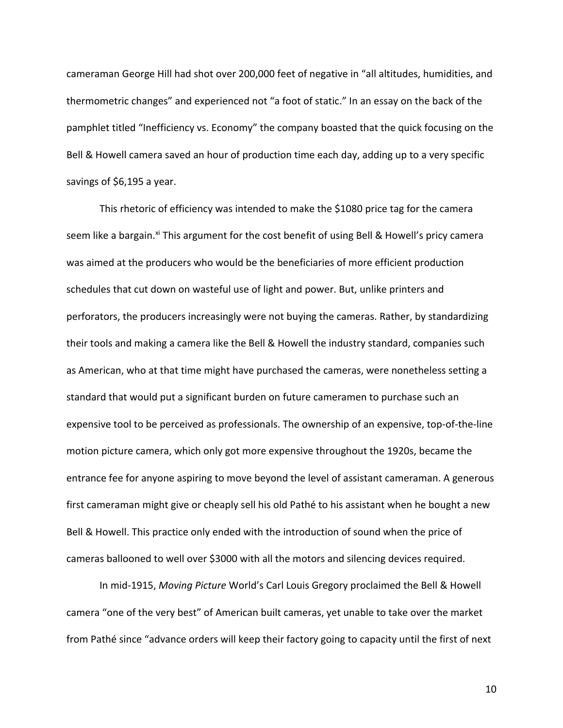cameraman George Hill had shot over 200,000 feet of negative in "all altitudes, humidities, and thermometric changes" and experienced not "a foot of static." In an essay on the back of the pamphlet titled "Inefficiency vs. Economy" the company boasted that the quick focusing on the Bell & Howell camera saved an hour of production time each day, adding up to a very specific savings of $6,195 a year.

This rhetoric of efficiency was intended to make the $1080 price tag for the camera seem like a bargain.[xi] This argument for the cost benefit of using Bell & Howell's pricy camera was aimed at the producers who would be the beneficiaries of more efficient production schedules that cut down on wasteful use of light and power. But, unlike printers and perforators, the producers increasingly were not buying the cameras. Rather, by standardizing their tools and making a camera like the Bell & Howell the industry standard, companies such as American, who at that time might have purchased the cameras, were nonetheless setting a standard that would put a significant burden on future cameramen to purchase such an expensive tool to be perceived as professionals. The ownership of an expensive, top-of-the-line motion picture camera, which only got more expensive throughout the 1920s, became the entrance fee for anyone aspiring to move beyond the level of assistant cameraman. A generous first cameraman might give or cheaply sell his old Pathé to his assistant when he bought a new Bell & Howell. This practice only ended with the introduction of sound when the price of cameras ballooned to well over $3000 with all the motors and silencing devices required.

In mid-1915, *Moving Picture* World's Carl Louis Gregory proclaimed the Bell & Howell camera "one of the very best" of American built cameras, yet unable to take over the market from Pathé since "advance orders will keep their factory going to capacity until the first of next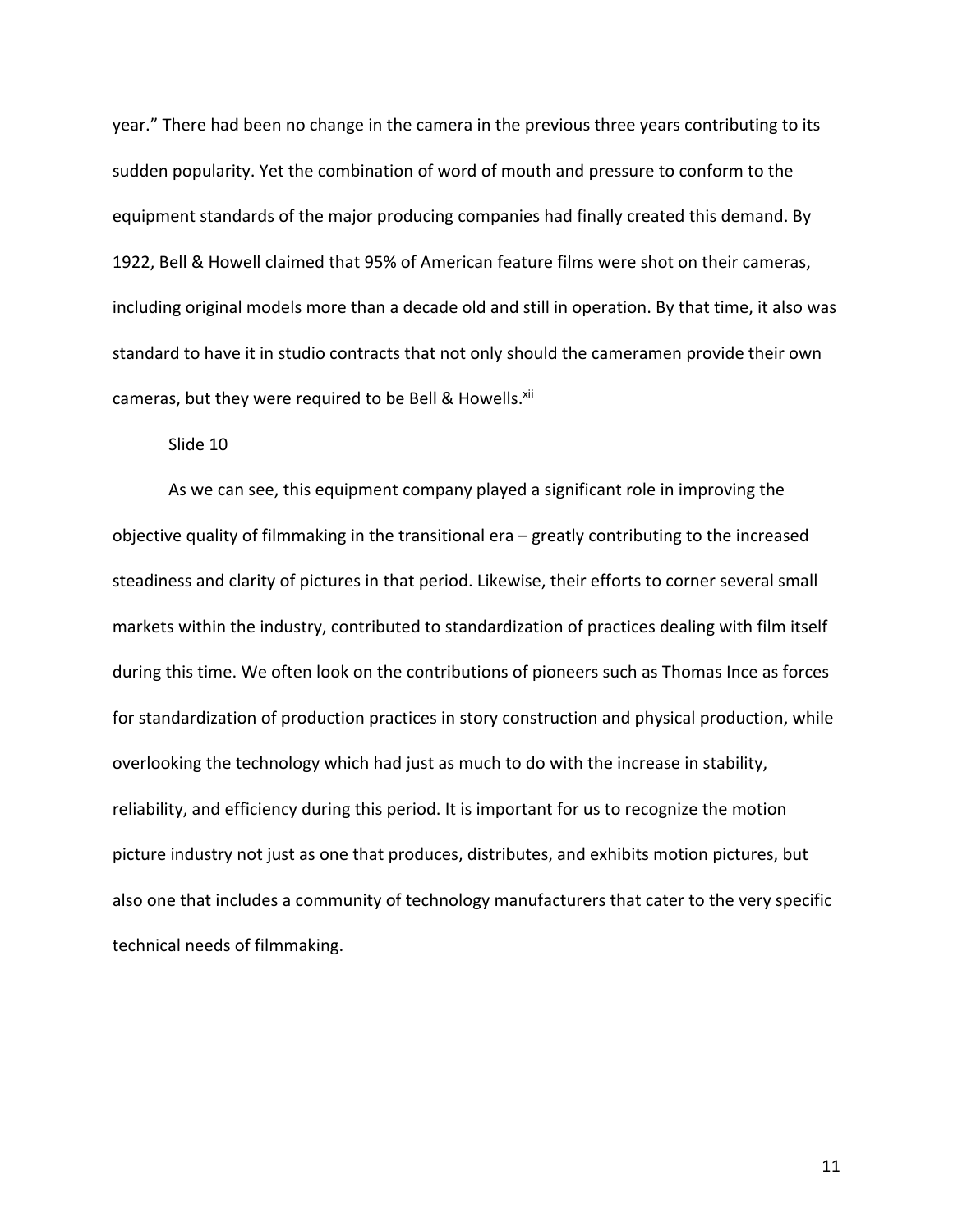year." There had been no change in the camera in the previous three years contributing to its sudden popularity. Yet the combination of word of mouth and pressure to conform to the equipment standards of the major producing companies had finally created this demand. By 1922, Bell & Howell claimed that 95% of American feature films were shot on their cameras, including original models more than a decade old and still in operation. By that time, it also was standard to have it in studio contracts that not only should the cameramen provide their own cameras, but they were required to be Bell & Howells.[xii]

Slide 10

As we can see, this equipment company played a significant role in improving the objective quality of filmmaking in the transitional era – greatly contributing to the increased steadiness and clarity of pictures in that period. Likewise, their efforts to corner several small markets within the industry, contributed to standardization of practices dealing with film itself during this time. We often look on the contributions of pioneers such as Thomas Ince as forces for standardization of production practices in story construction and physical production, while overlooking the technology which had just as much to do with the increase in stability, reliability, and efficiency during this period. It is important for us to recognize the motion picture industry not just as one that produces, distributes, and exhibits motion pictures, but also one that includes a community of technology manufacturers that cater to the very specific technical needs of filmmaking.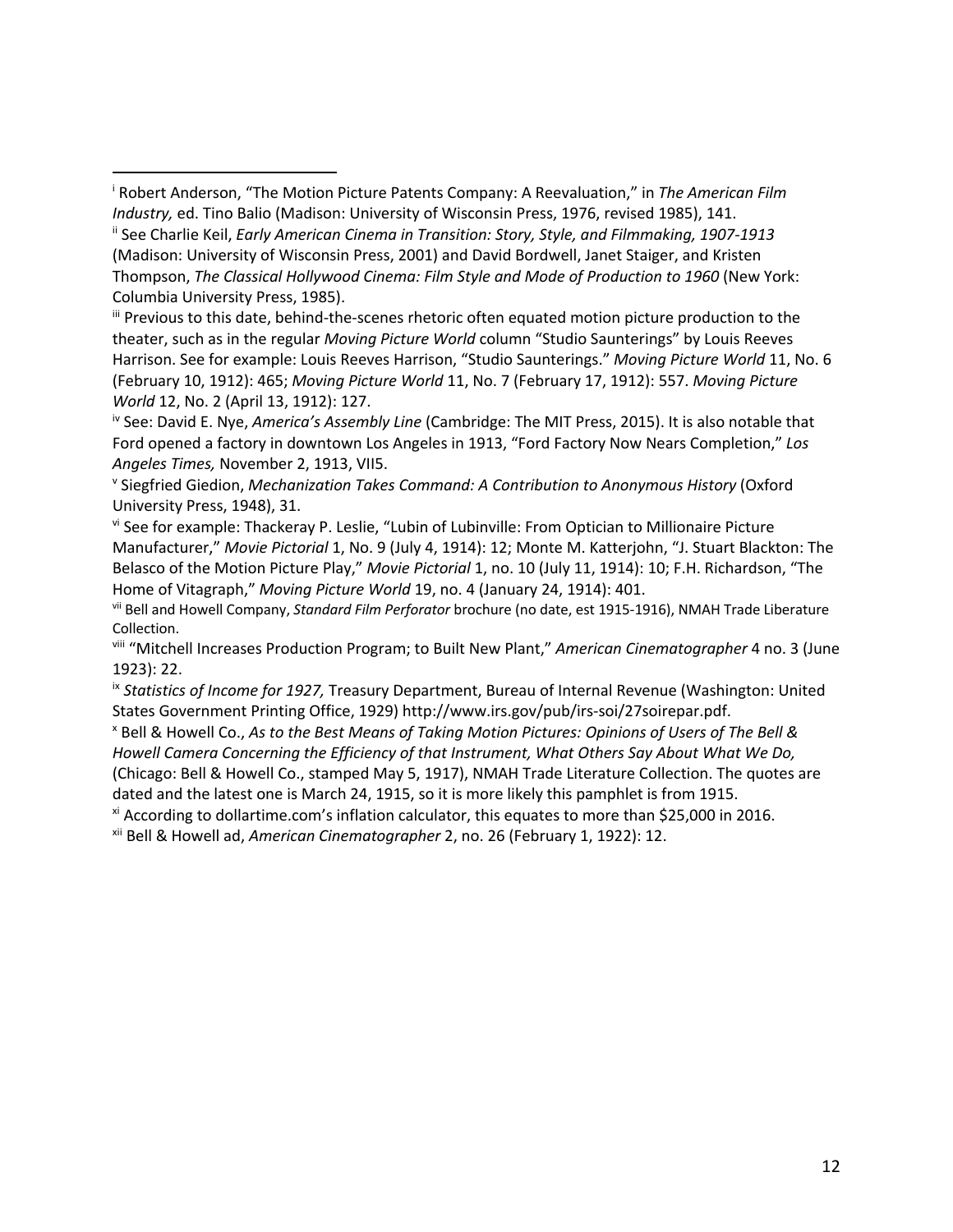[i] Robert Anderson, “The Motion Picture Patents Company: A Reevaluation,” in *The American Film Industry,* ed. Tino Balio (Madison: University of Wisconsin Press, 1976, revised 1985), 141.

[ii] See Charlie Keil, *Early American Cinema in Transition: Story, Style, and Filmmaking, 1907-1913* (Madison: University of Wisconsin Press, 2001) and David Bordwell, Janet Staiger, and Kristen Thompson, *The Classical Hollywood Cinema: Film Style and Mode of Production to 1960* (New York: Columbia University Press, 1985).

[iii] Previous to this date, behind-the-scenes rhetoric often equated motion picture production to the theater, such as in the regular *Moving Picture World* column “Studio Saunterings” by Louis Reeves Harrison. See for example: Louis Reeves Harrison, “Studio Saunterings.” *Moving Picture World* 11, No. 6 (February 10, 1912): 465; *Moving Picture World* 11, No. 7 (February 17, 1912): 557. *Moving Picture World* 12, No. 2 (April 13, 1912): 127.

[iv] See: David E. Nye, *America’s Assembly Line* (Cambridge: The MIT Press, 2015). It is also notable that Ford opened a factory in downtown Los Angeles in 1913, “Ford Factory Now Nears Completion,” *Los Angeles Times,* November 2, 1913, VII5.

[v] Siegfried Giedion, *Mechanization Takes Command: A Contribution to Anonymous History* (Oxford University Press, 1948), 31.

[vi] See for example: Thackeray P. Leslie, “Lubin of Lubinville: From Optician to Millionaire Picture Manufacturer,” *Movie Pictorial* 1, No. 9 (July 4, 1914): 12; Monte M. Katterjohn, “J. Stuart Blackton: The Belasco of the Motion Picture Play,” *Movie Pictorial* 1, no. 10 (July 11, 1914): 10; F.H. Richardson, “The Home of Vitagraph,” *Moving Picture World* 19, no. 4 (January 24, 1914): 401.

[vii] Bell and Howell Company, *Standard Film Perforator* brochure (no date, est 1915-1916), NMAH Trade Liberature Collection.

[viii] “Mitchell Increases Production Program; to Built New Plant,” *American Cinematographer* 4 no. 3 (June 1923): 22.

[ix] *Statistics of Income for 1927,* Treasury Department, Bureau of Internal Revenue (Washington: United States Government Printing Office, 1929) http://www.irs.gov/pub/irs-soi/27soirepar.pdf.

[x] Bell & Howell Co., *As to the Best Means of Taking Motion Pictures: Opinions of Users of The Bell & Howell Camera Concerning the Efficiency of that Instrument, What Others Say About What We Do,* (Chicago: Bell & Howell Co., stamped May 5, 1917), NMAH Trade Literature Collection. The quotes are dated and the latest one is March 24, 1915, so it is more likely this pamphlet is from 1915.

[xi] According to dollartime.com’s inflation calculator, this equates to more than $25,000 in 2016.

[xii] Bell & Howell ad, *American Cinematographer* 2, no. 26 (February 1, 1922): 12.